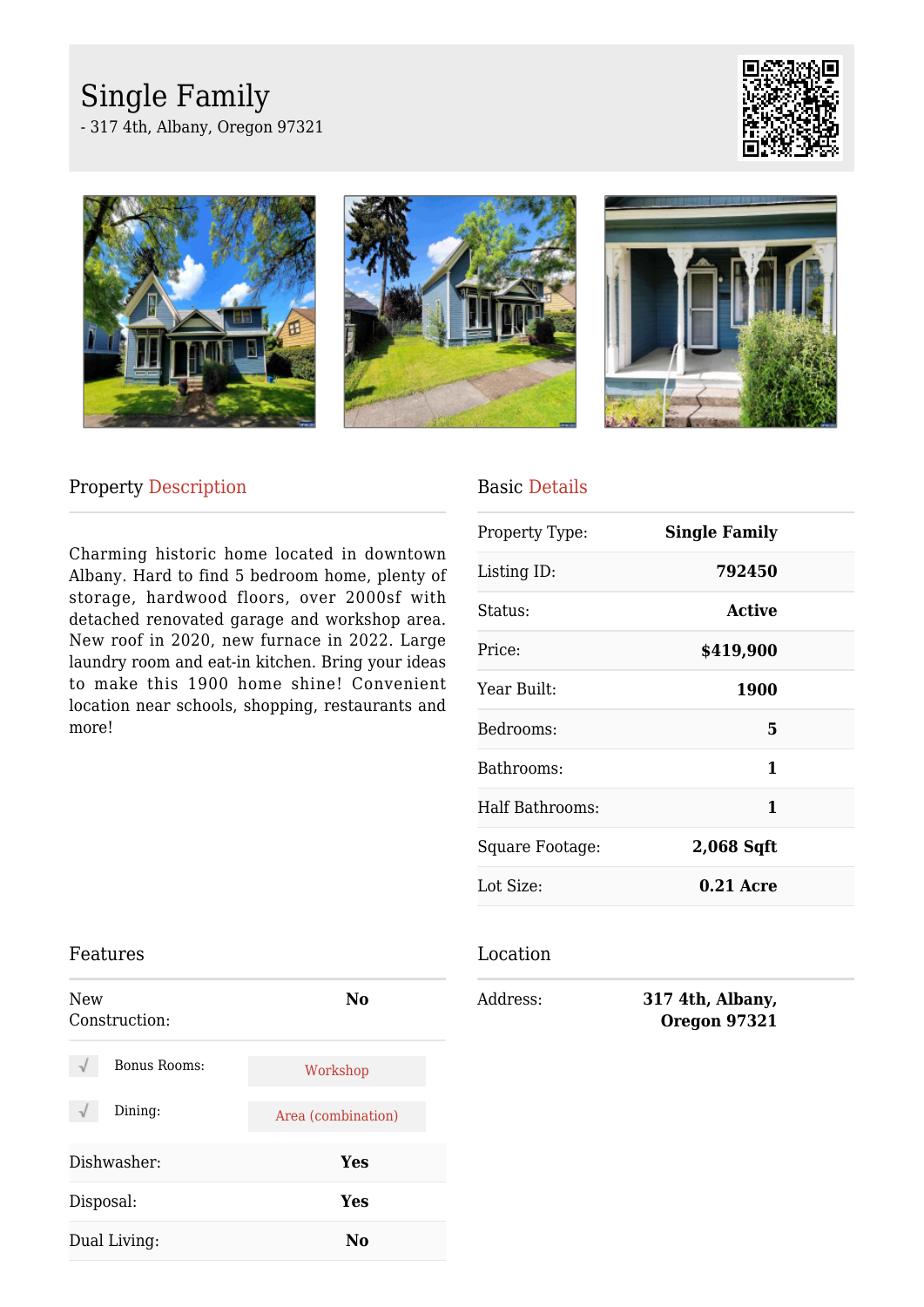# Single Family

- 317 4th, Albany, Oregon 97321

## Property Description

Charming historic home located in downtown Albany. Hard to find 5 bedroom home, plenty of storage, hardwood floors, over 2000sf with detached renovated garage and workshop area. New roof in 2020, new furnace in 2022. Large laundry room and eat-in kitchen. Bring your ideas to make this 1900 home shine! Convenient location near schools, shopping, restaurants and more!

## Basic Details

| | |
|---|---|
| Property Type: | **Single Family** |
| Listing ID: | **792450** |
| Status: | **Active** |
| Price: | **$419,900** |
| Year Built: | **1900** |
| Bedrooms: | **5** |
| Bathrooms: | **1** |
| Half Bathrooms: | **1** |
| Square Footage: | **2,068 Sqft** |
| Lot Size: | **0.21 Acre** |

## Features

| | |
|---|---|
| New Construction: | **No** |
| √ Bonus Rooms: | Workshop |
| √ Dining: | Area (combination) |
| Dishwasher: | **Yes** |
| Disposal: | **Yes** |
| Dual Living: | **No** |

## Location

| | |
|---|---|
| Address: | **317 4th, Albany, Oregon 97321** |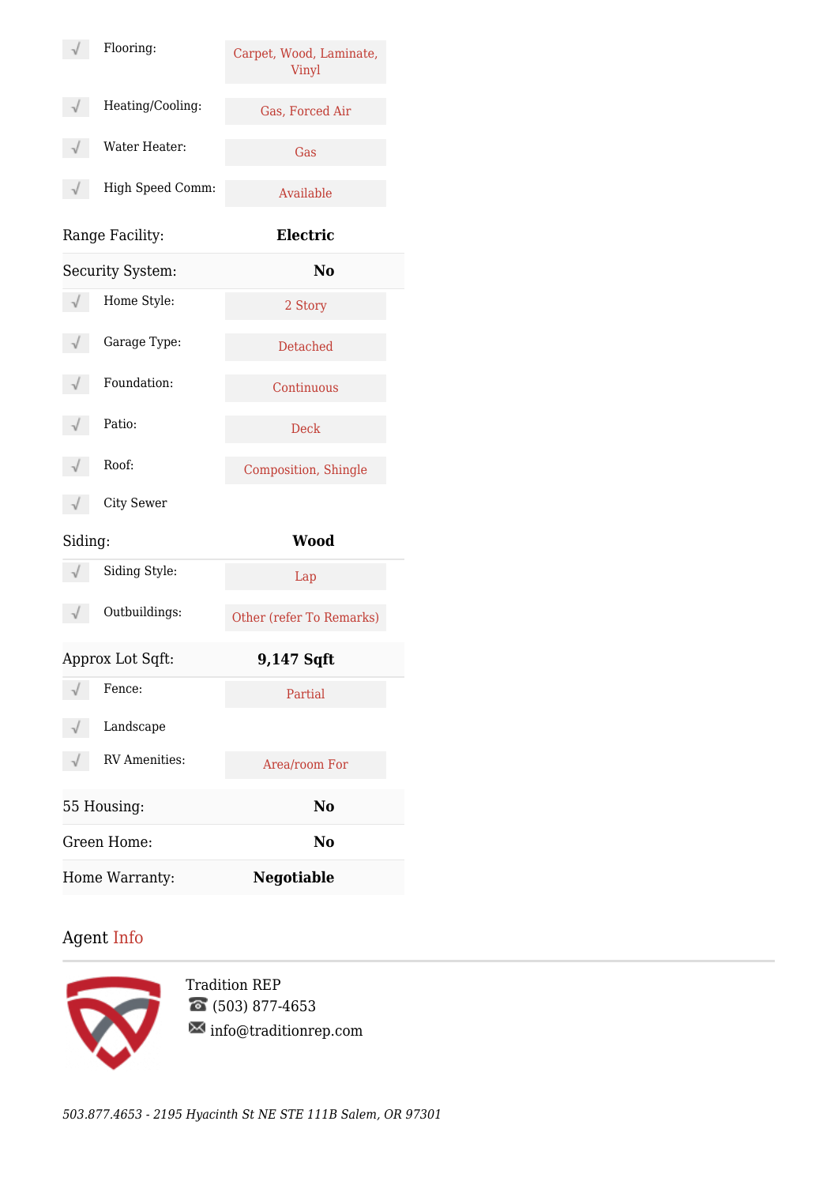| Feature | Value |
|---|---|
| Flooring: | Carpet, Wood, Laminate, Vinyl |
| Heating/Cooling: | Gas, Forced Air |
| Water Heater: | Gas |
| High Speed Comm: | Available |

| | |
|---|---|
| Range Facility: | **Electric** |
| Security System: | **No** |

| Feature | Value |
|---|---|
| Home Style: | 2 Story |
| Garage Type: | Detached |
| Foundation: | Continuous |
| Patio: | Deck |
| Roof: | Composition, Shingle |
| City Sewer | |

| | |
|---|---|
| Siding: | **Wood** |

| Feature | Value |
|---|---|
| Siding Style: | Lap |
| Outbuildings: | Other (refer To Remarks) |

| | |
|---|---|
| Approx Lot Sqft: | **9,147 Sqft** |

| Feature | Value |
|---|---|
| Fence: | Partial |
| Landscape | |
| RV Amenities: | Area/room For |

| | |
|---|---|
| 55 Housing: | **No** |
| Green Home: | **No** |
| Home Warranty: | **Negotiable** |

## Agent Info

Tradition REP
☎ (503) 877-4653
✉ info@traditionrep.com

*503.877.4653 - 2195 Hyacinth St NE STE 111B Salem, OR 97301*